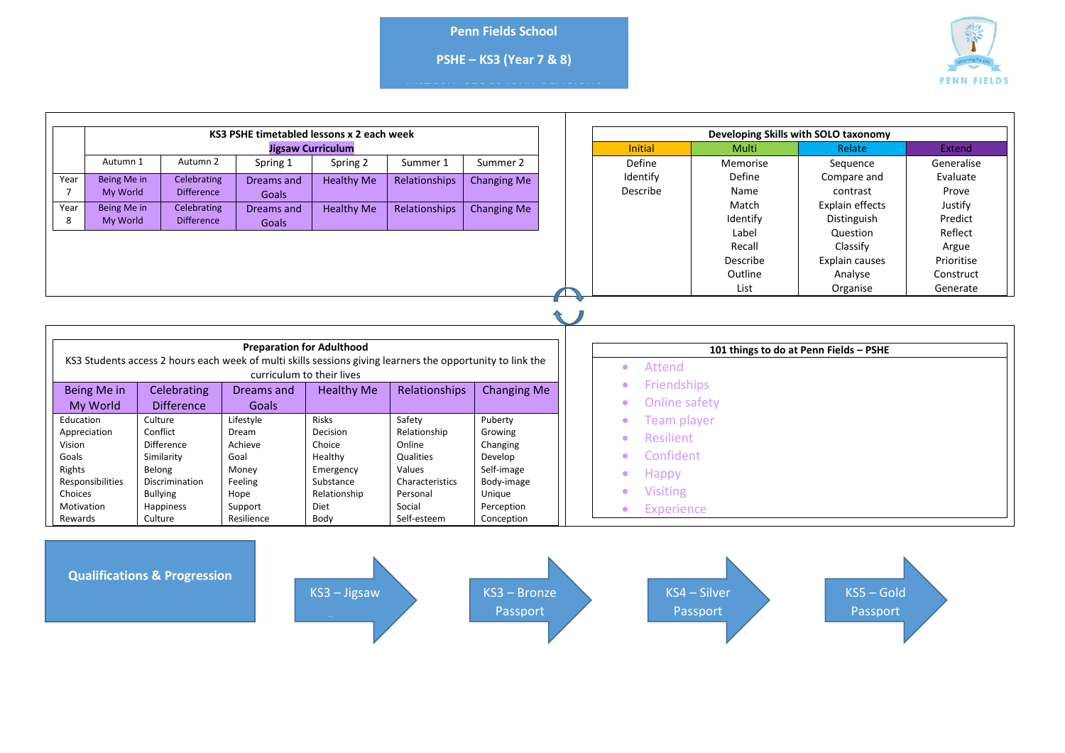# Penn Fields School

## PSHE – KS3 (Year 7 & 8)

PENN FIELDS

| | KS3 PSHE timetabled lessons x 2 each week<br>Jigsaw Curriculum | | | | | |
|---|---|---|---|---|---|---|
| | Autumn 1 | Autumn 2 | Spring 1 | Spring 2 | Summer 1 | Summer 2 |
| Year 7 | Being Me in My World | Celebrating Difference | Dreams and Goals | Healthy Me | Relationships | Changing Me |
| Year 8 | Being Me in My World | Celebrating Difference | Dreams and Goals | Healthy Me | Relationships | Changing Me |

| Developing Skills with SOLO taxonomy | | | |
|---|---|---|---|
| Initial | Multi | Relate | Extend |
| Define<br>Identify<br>Describe | Memorise<br>Define<br>Name<br>Match<br>Identify<br>Label<br>Recall<br>Describe<br>Outline<br>List | Sequence<br>Compare and contrast<br>Explain effects<br>Distinguish<br>Question<br>Classify<br>Explain causes<br>Analyse<br>Organise | Generalise<br>Evaluate<br>Prove<br>Justify<br>Predict<br>Reflect<br>Argue<br>Prioritise<br>Construct<br>Generate |

**Preparation for Adulthood**

KS3 Students access 2 hours each week of multi skills sessions giving learners the opportunity to link the curriculum to their lives

| Being Me in My World | Celebrating Difference | Dreams and Goals | Healthy Me | Relationships | Changing Me |
|---|---|---|---|---|---|
| Education | Culture | Lifestyle | Risks | Safety | Puberty |
| Appreciation | Conflict | Dream | Decision | Relationship | Growing |
| Vision | Difference | Achieve | Choice | Online | Changing |
| Goals | Similarity | Goal | Healthy | Qualities | Develop |
| Rights | Belong | Money | Emergency | Values | Self-image |
| Responsibilities | Discrimination | Feeling | Substance | Characteristics | Body-image |
| Choices | Bullying | Hope | Relationship | Personal | Unique |
| Motivation | Happiness | Support | Diet | Social | Perception |
| Rewards | Culture | Resilience | Body | Self-esteem | Conception |

**101 things to do at Penn Fields – PSHE**

- Attend
- Friendships
- Online safety
- Team player
- Resilient
- Confident
- Happy
- Visiting
- Experience

**Qualifications & Progression**

KS3 – Jigsaw → KS3 – Bronze Passport → KS4 – Silver Passport → KS5 – Gold Passport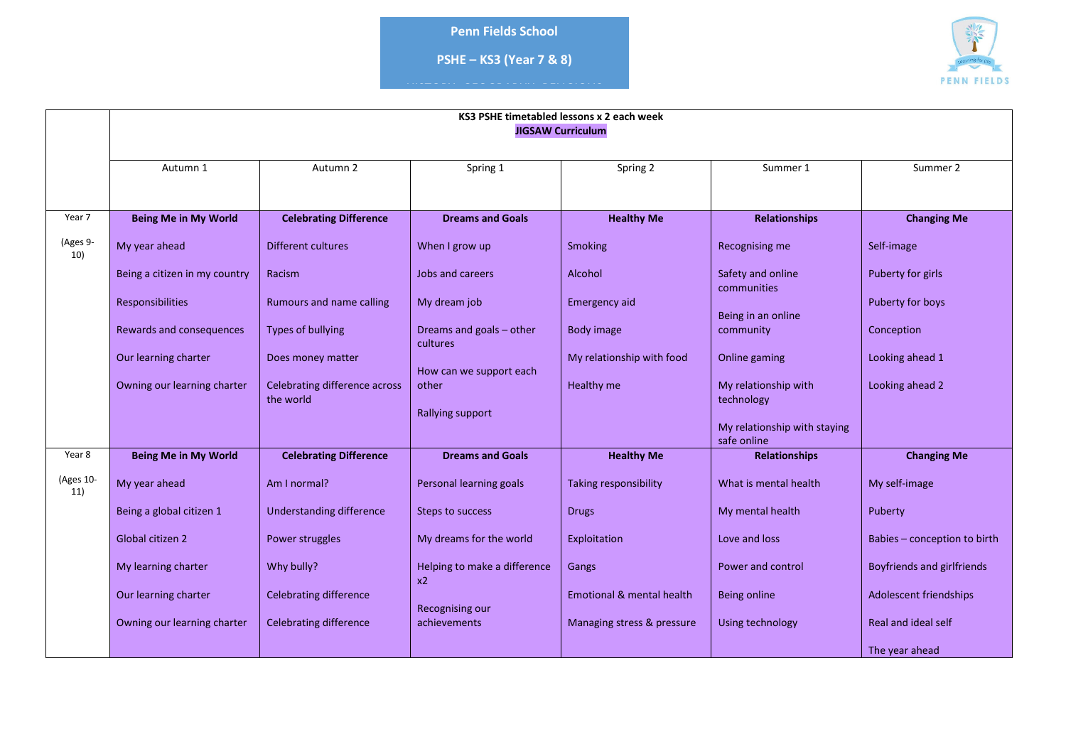# Penn Fields School

## PSHE – KS3 (Year 7 & 8)

PENN FIELDS

| | KS3 PSHE timetabled lessons x 2 each week JIGSAW Curriculum | | | | | |
|---|---|---|---|---|---|---|
| | Autumn 1 | Autumn 2 | Spring 1 | Spring 2 | Summer 1 | Summer 2 |
| Year 7 (Ages 9-10) | **Being Me in My World**<br>My year ahead<br>Being a citizen in my country<br>Responsibilities<br>Rewards and consequences<br>Our learning charter<br>Owning our learning charter | **Celebrating Difference**<br>Different cultures<br>Racism<br>Rumours and name calling<br>Types of bullying<br>Does money matter<br>Celebrating difference across the world | **Dreams and Goals**<br>When I grow up<br>Jobs and careers<br>My dream job<br>Dreams and goals – other cultures<br>How can we support each other<br>Rallying support | **Healthy Me**<br>Smoking<br>Alcohol<br>Emergency aid<br>Body image<br>My relationship with food<br>Healthy me | **Relationships**<br>Recognising me<br>Safety and online communities<br>Being in an online community<br>Online gaming<br>My relationship with technology<br>My relationship with staying safe online | **Changing Me**<br>Self-image<br>Puberty for girls<br>Puberty for boys<br>Conception<br>Looking ahead 1<br>Looking ahead 2 |
| Year 8 (Ages 10-11) | **Being Me in My World**<br>My year ahead<br>Being a global citizen 1<br>Global citizen 2<br>My learning charter<br>Our learning charter<br>Owning our learning charter | **Celebrating Difference**<br>Am I normal?<br>Understanding difference<br>Power struggles<br>Why bully?<br>Celebrating difference<br>Celebrating difference | **Dreams and Goals**<br>Personal learning goals<br>Steps to success<br>My dreams for the world<br>Helping to make a difference x2<br>Recognising our achievements | **Healthy Me**<br>Taking responsibility<br>Drugs<br>Exploitation<br>Gangs<br>Emotional & mental health<br>Managing stress & pressure | **Relationships**<br>What is mental health<br>My mental health<br>Love and loss<br>Power and control<br>Being online<br>Using technology | **Changing Me**<br>My self-image<br>Puberty<br>Babies – conception to birth<br>Boyfriends and girlfriends<br>Adolescent friendships<br>Real and ideal self<br>The year ahead |